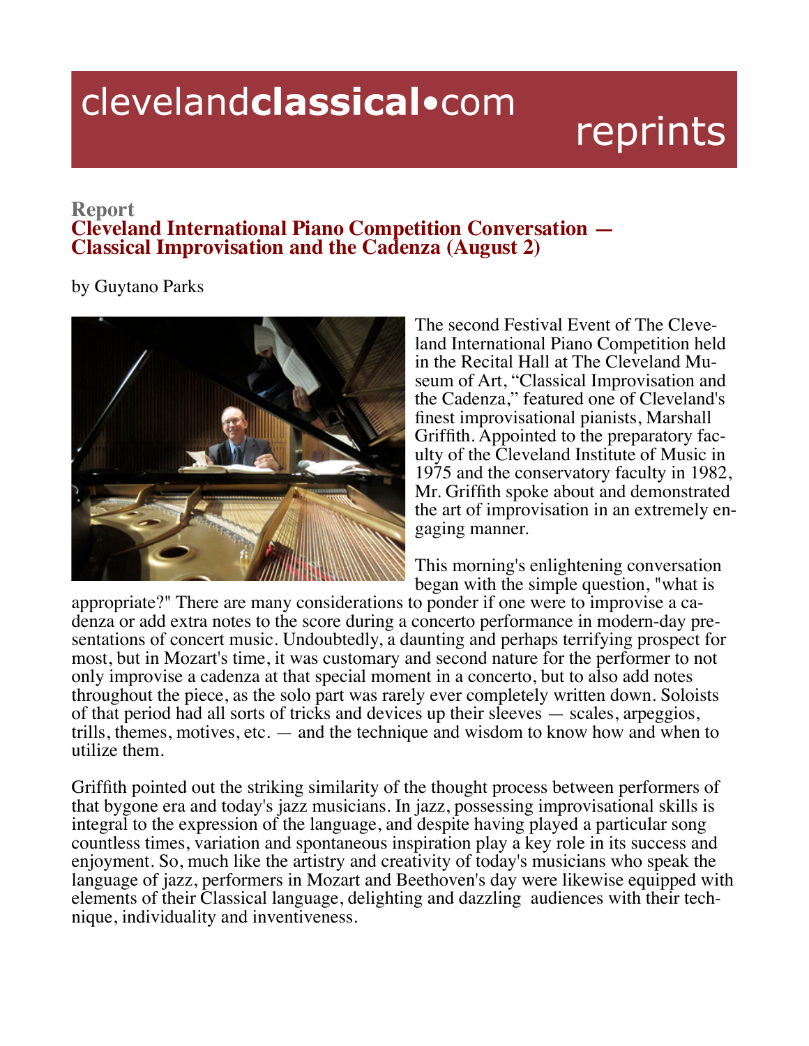clevelandclassical•com reprints

**Report**

# Cleveland International Piano Competition Conversation — Classical Improvisation and the Cadenza (August 2)

by Guytano Parks

The second Festival Event of The Cleveland International Piano Competition held in the Recital Hall at The Cleveland Museum of Art, "Classical Improvisation and the Cadenza," featured one of Cleveland's finest improvisational pianists, Marshall Griffith. Appointed to the preparatory faculty of the Cleveland Institute of Music in 1975 and the conservatory faculty in 1982, Mr. Griffith spoke about and demonstrated the art of improvisation in an extremely engaging manner.

This morning's enlightening conversation began with the simple question, "what is appropriate?" There are many considerations to ponder if one were to improvise a cadenza or add extra notes to the score during a concerto performance in modern-day presentations of concert music. Undoubtedly, a daunting and perhaps terrifying prospect for most, but in Mozart's time, it was customary and second nature for the performer to not only improvise a cadenza at that special moment in a concerto, but to also add notes throughout the piece, as the solo part was rarely ever completely written down. Soloists of that period had all sorts of tricks and devices up their sleeves — scales, arpeggios, trills, themes, motives, etc. — and the technique and wisdom to know how and when to utilize them.

Griffith pointed out the striking similarity of the thought process between performers of that bygone era and today's jazz musicians. In jazz, possessing improvisational skills is integral to the expression of the language, and despite having played a particular song countless times, variation and spontaneous inspiration play a key role in its success and enjoyment. So, much like the artistry and creativity of today's musicians who speak the language of jazz, performers in Mozart and Beethoven's day were likewise equipped with elements of their Classical language, delighting and dazzling audiences with their technique, individuality and inventiveness.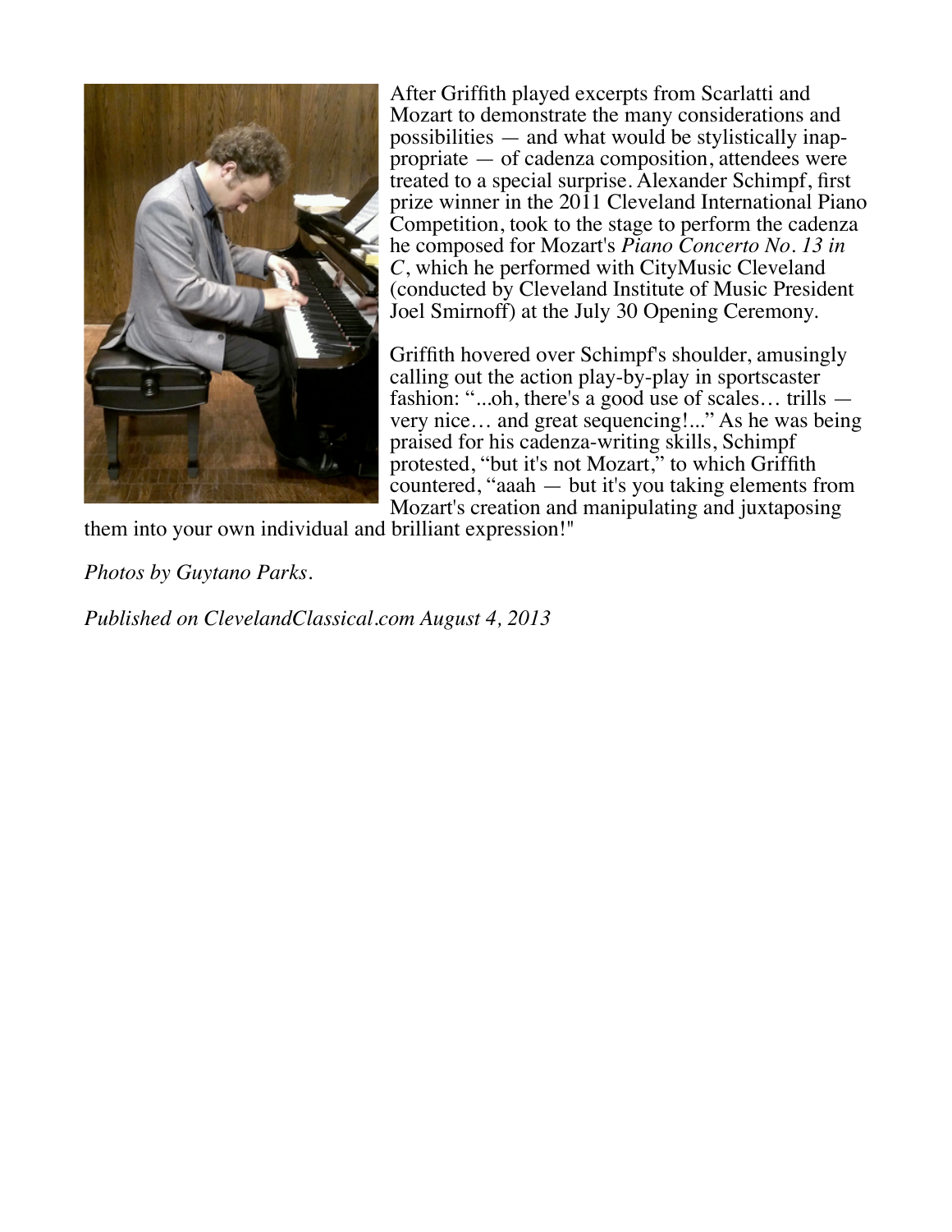After Griffith played excerpts from Scarlatti and Mozart to demonstrate the many considerations and possibilities — and what would be stylistically inappropriate — of cadenza composition, attendees were treated to a special surprise. Alexander Schimpf, first prize winner in the 2011 Cleveland International Piano Competition, took to the stage to perform the cadenza he composed for Mozart's *Piano Concerto No. 13 in C*, which he performed with CityMusic Cleveland (conducted by Cleveland Institute of Music President Joel Smirnoff) at the July 30 Opening Ceremony.

Griffith hovered over Schimpf's shoulder, amusingly calling out the action play-by-play in sportscaster fashion: "...oh, there's a good use of scales… trills — very nice… and great sequencing!..." As he was being praised for his cadenza-writing skills, Schimpf protested, "but it's not Mozart," to which Griffith countered, "aaah — but it's you taking elements from Mozart's creation and manipulating and juxtaposing them into your own individual and brilliant expression!"

*Photos by Guytano Parks.*

*Published on ClevelandClassical.com August 4, 2013*